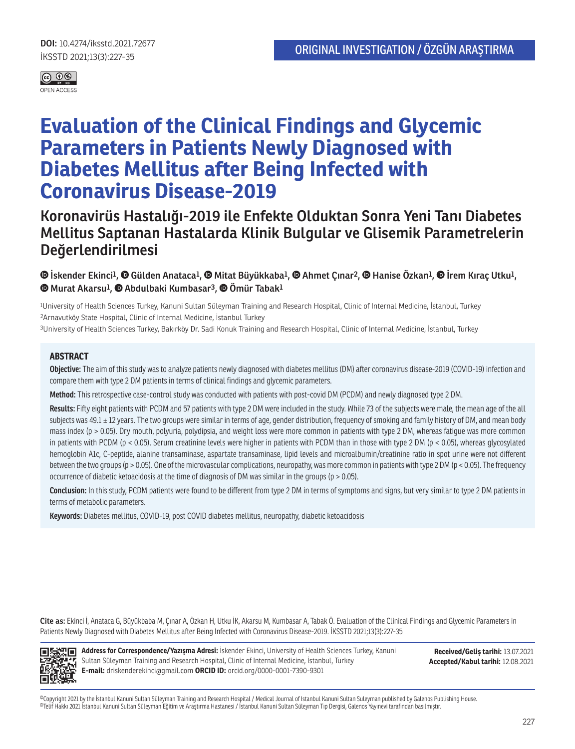DOI: 10.4274/iksstd.2021.72677

ORIGINAL INVESTIGATION / ÖZGÜN ARAŞTIRMA

# Evaluation of the Clinical Findings and Glycemic Parameters in Patients Newly Diagnosed with Diabetes Mellitus after Being Infected with Coronavirus Disease-2019

## Koronavirüs Hastalığı-2019 ile Enfekte Olduktan Sonra Yeni Tanı Diabetes Mellitus Saptanan Hastalarda Klinik Bulgular ve Glisemik Parametrelerin Değerlendirilmesi

**İskender Ekinci[1], Gülden Anataca[1], Mitat Büyükkaba[1], Ahmet Çınar[2], Hanise Özkan[1], İrem Kıraç Utku[1], Murat Akarsu[1], Abdulbaki Kumbasar[3], Ömür Tabak[1]**

[1]University of Health Sciences Turkey, Kanuni Sultan Süleyman Training and Research Hospital, Clinic of Internal Medicine, İstanbul, Turkey
[2]Arnavutköy State Hospital, Clinic of Internal Medicine, İstanbul Turkey
[3]University of Health Sciences Turkey, Bakırköy Dr. Sadi Konuk Training and Research Hospital, Clinic of Internal Medicine, İstanbul, Turkey

### ABSTRACT

**Objective:** The aim of this study was to analyze patients newly diagnosed with diabetes mellitus (DM) after coronavirus disease-2019 (COVID-19) infection and compare them with type 2 DM patients in terms of clinical findings and glycemic parameters.

**Method:** This retrospective case-control study was conducted with patients with post-covid DM (PCDM) and newly diagnosed type 2 DM.

**Results:** Fifty eight patients with PCDM and 57 patients with type 2 DM were included in the study. While 73 of the subjects were male, the mean age of the all subjects was 49.1 ± 12 years. The two groups were similar in terms of age, gender distribution, frequency of smoking and family history of DM, and mean body mass index ($p > 0.05$). Dry mouth, polyuria, polydipsia, and weight loss were more common in patients with type 2 DM, whereas fatigue was more common in patients with PCDM ($p < 0.05$). Serum creatinine levels were higher in patients with PCDM than in those with type 2 DM ($p < 0.05$), whereas glycosylated hemoglobin A1c, C-peptide, alanine transaminase, aspartate transaminase, lipid levels and microalbumin/creatinine ratio in spot urine were not different between the two groups ($p > 0.05$). One of the microvascular complications, neuropathy, was more common in patients with type 2 DM ($p < 0.05$). The frequency occurrence of diabetic ketoacidosis at the time of diagnosis of DM was similar in the groups ($p > 0.05$).

**Conclusion:** In this study, PCDM patients were found to be different from type 2 DM in terms of symptoms and signs, but very similar to type 2 DM patients in terms of metabolic parameters.

**Keywords:** Diabetes mellitus, COVID-19, post COVID diabetes mellitus, neuropathy, diabetic ketoacidosis

**Cite as:** Ekinci İ, Anataca G, Büyükkaba M, Çınar A, Özkan H, Utku İK, Akarsu M, Kumbasar A, Tabak Ö. Evaluation of the Clinical Findings and Glycemic Parameters in Patients Newly Diagnosed with Diabetes Mellitus after Being Infected with Coronavirus Disease-2019. İKSSTD 2021;13(3):227-35

**Address for Correspondence/Yazışma Adresi:** İskender Ekinci, University of Health Sciences Turkey, Kanuni Sultan Süleyman Training and Research Hospital, Clinic of Internal Medicine, İstanbul, Turkey
**E-mail:** driskenderekinci@gmail.com **ORCID ID:** orcid.org/0000-0001-7390-9301

**Received/Geliş tarihi:** 13.07.2021
**Accepted/Kabul tarihi:** 12.08.2021

©Copyright 2021 by the İstanbul Kanuni Sultan Süleyman Training and Research Hospital / Medical Journal of Istanbul Kanuni Sultan Suleyman published by Galenos Publishing House.
©Telif Hakkı 2021 İstanbul Kanuni Sultan Süleyman Eğitim ve Araştırma Hastanesi / İstanbul Kanuni Sultan Süleyman Tıp Dergisi, Galenos Yayınevi tarafından basılmıştır.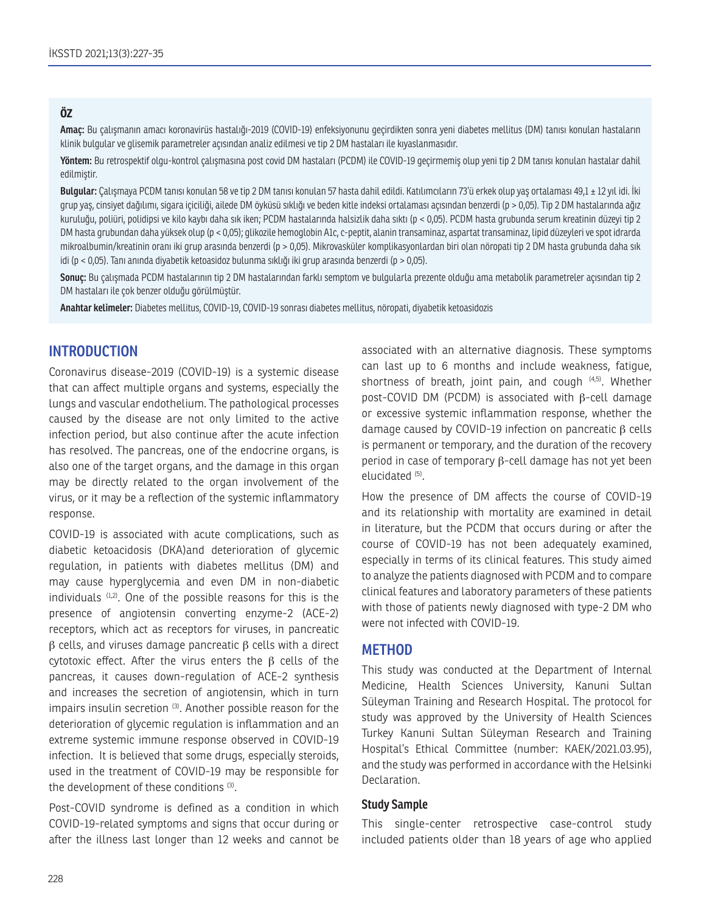## ÖZ

**Amaç:** Bu çalışmanın amacı koronavirüs hastalığı-2019 (COVID-19) enfeksiyonunu geçirdikten sonra yeni diabetes mellitus (DM) tanısı konulan hastaların klinik bulgular ve glisemik parametreler açısından analiz edilmesi ve tip 2 DM hastaları ile kıyaslanmasıdır.

**Yöntem:** Bu retrospektif olgu-kontrol çalışmasına post covid DM hastaları (PCDM) ile COVID-19 geçirmemiş olup yeni tip 2 DM tanısı konulan hastalar dahil edilmiştir.

**Bulgular:** Çalışmaya PCDM tanısı konulan 58 ve tip 2 DM tanısı konulan 57 hasta dahil edildi. Katılımcıların 73'ü erkek olup yaş ortalaması 49,1 ± 12 yıl idi. İki grup yaş, cinsiyet dağılımı, sigara içiciliği, ailede DM öyküsü sıklığı ve beden kitle indeksi ortalaması açısından benzerdi (p > 0,05). Tip 2 DM hastalarında ağız kuruluğu, poliüri, polidipsi ve kilo kaybı daha sık iken; PCDM hastalarında halsizlik daha sıktı (p < 0,05). PCDM hasta grubunda serum kreatinin düzeyi tip 2 DM hasta grubundan daha yüksek olup (p < 0,05); glikozile hemoglobin A1c, c-peptit, alanin transaminaz, aspartat transaminaz, lipid düzeyleri ve spot idrarda mikroalbumin/kreatinin oranı iki grup arasında benzerdi (p > 0,05). Mikrovasküler komplikasyonlardan biri olan nöropati tip 2 DM hasta grubunda daha sık idi (p < 0,05). Tanı anında diyabetik ketoasidoz bulunma sıklığı iki grup arasında benzerdi (p > 0,05).

**Sonuç:** Bu çalışmada PCDM hastalarının tip 2 DM hastalarından farklı semptom ve bulgularla prezente olduğu ama metabolik parametreler açısından tip 2 DM hastaları ile çok benzer olduğu görülmüştür.

**Anahtar kelimeler:** Diabetes mellitus, COVID-19, COVID-19 sonrası diabetes mellitus, nöropati, diyabetik ketoasidozis

## INTRODUCTION

Coronavirus disease-2019 (COVID-19) is a systemic disease that can affect multiple organs and systems, especially the lungs and vascular endothelium. The pathological processes caused by the disease are not only limited to the active infection period, but also continue after the acute infection has resolved. The pancreas, one of the endocrine organs, is also one of the target organs, and the damage in this organ may be directly related to the organ involvement of the virus, or it may be a reflection of the systemic inflammatory response.

COVID-19 is associated with acute complications, such as diabetic ketoacidosis (DKA)and deterioration of glycemic regulation, in patients with diabetes mellitus (DM) and may cause hyperglycemia and even DM in non-diabetic individuals [1,2]. One of the possible reasons for this is the presence of angiotensin converting enzyme-2 (ACE-2) receptors, which act as receptors for viruses, in pancreatic β cells, and viruses damage pancreatic β cells with a direct cytotoxic effect. After the virus enters the β cells of the pancreas, it causes down-regulation of ACE-2 synthesis and increases the secretion of angiotensin, which in turn impairs insulin secretion [3]. Another possible reason for the deterioration of glycemic regulation is inflammation and an extreme systemic immune response observed in COVID-19 infection. It is believed that some drugs, especially steroids, used in the treatment of COVID-19 may be responsible for the development of these conditions [3].

Post-COVID syndrome is defined as a condition in which COVID-19-related symptoms and signs that occur during or after the illness last longer than 12 weeks and cannot be associated with an alternative diagnosis. These symptoms can last up to 6 months and include weakness, fatigue, shortness of breath, joint pain, and cough [4,5]. Whether post-COVID DM (PCDM) is associated with β-cell damage or excessive systemic inflammation response, whether the damage caused by COVID-19 infection on pancreatic β cells is permanent or temporary, and the duration of the recovery period in case of temporary β-cell damage has not yet been elucidated [5].

How the presence of DM affects the course of COVID-19 and its relationship with mortality are examined in detail in literature, but the PCDM that occurs during or after the course of COVID-19 has not been adequately examined, especially in terms of its clinical features. This study aimed to analyze the patients diagnosed with PCDM and to compare clinical features and laboratory parameters of these patients with those of patients newly diagnosed with type-2 DM who were not infected with COVID-19.

## METHOD

This study was conducted at the Department of Internal Medicine, Health Sciences University, Kanuni Sultan Süleyman Training and Research Hospital. The protocol for study was approved by the University of Health Sciences Turkey Kanuni Sultan Süleyman Research and Training Hospital's Ethical Committee (number: KAEK/2021.03.95), and the study was performed in accordance with the Helsinki Declaration.

### Study Sample

This single-center retrospective case-control study included patients older than 18 years of age who applied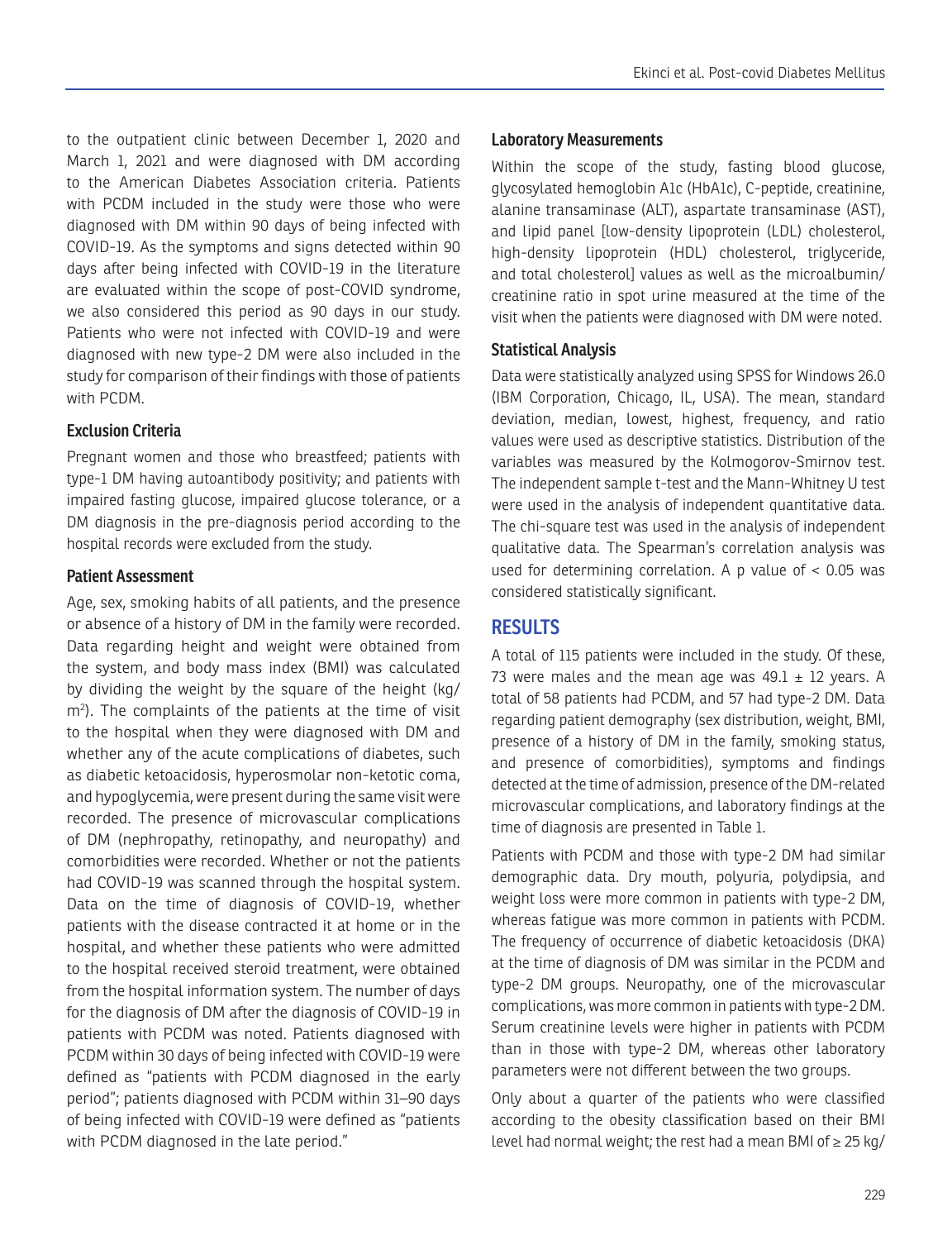to the outpatient clinic between December 1, 2020 and March 1, 2021 and were diagnosed with DM according to the American Diabetes Association criteria. Patients with PCDM included in the study were those who were diagnosed with DM within 90 days of being infected with COVID-19. As the symptoms and signs detected within 90 days after being infected with COVID-19 in the literature are evaluated within the scope of post-COVID syndrome, we also considered this period as 90 days in our study. Patients who were not infected with COVID-19 and were diagnosed with new type-2 DM were also included in the study for comparison of their findings with those of patients with PCDM.

### Exclusion Criteria

Pregnant women and those who breastfeed; patients with type-1 DM having autoantibody positivity; and patients with impaired fasting glucose, impaired glucose tolerance, or a DM diagnosis in the pre-diagnosis period according to the hospital records were excluded from the study.

### Patient Assessment

Age, sex, smoking habits of all patients, and the presence or absence of a history of DM in the family were recorded. Data regarding height and weight were obtained from the system, and body mass index (BMI) was calculated by dividing the weight by the square of the height (kg/$m^2$). The complaints of the patients at the time of visit to the hospital when they were diagnosed with DM and whether any of the acute complications of diabetes, such as diabetic ketoacidosis, hyperosmolar non-ketotic coma, and hypoglycemia, were present during the same visit were recorded. The presence of microvascular complications of DM (nephropathy, retinopathy, and neuropathy) and comorbidities were recorded. Whether or not the patients had COVID-19 was scanned through the hospital system. Data on the time of diagnosis of COVID-19, whether patients with the disease contracted it at home or in the hospital, and whether these patients who were admitted to the hospital received steroid treatment, were obtained from the hospital information system. The number of days for the diagnosis of DM after the diagnosis of COVID-19 in patients with PCDM was noted. Patients diagnosed with PCDM within 30 days of being infected with COVID-19 were defined as "patients with PCDM diagnosed in the early period"; patients diagnosed with PCDM within 31–90 days of being infected with COVID-19 were defined as "patients with PCDM diagnosed in the late period."

### Laboratory Measurements

Within the scope of the study, fasting blood glucose, glycosylated hemoglobin A1c (HbA1c), C-peptide, creatinine, alanine transaminase (ALT), aspartate transaminase (AST), and lipid panel [low-density lipoprotein (LDL) cholesterol, high-density lipoprotein (HDL) cholesterol, triglyceride, and total cholesterol] values as well as the microalbumin/creatinine ratio in spot urine measured at the time of the visit when the patients were diagnosed with DM were noted.

### Statistical Analysis

Data were statistically analyzed using SPSS for Windows 26.0 (IBM Corporation, Chicago, IL, USA). The mean, standard deviation, median, lowest, highest, frequency, and ratio values were used as descriptive statistics. Distribution of the variables was measured by the Kolmogorov-Smirnov test. The independent sample t-test and the Mann-Whitney U test were used in the analysis of independent quantitative data. The chi-square test was used in the analysis of independent qualitative data. The Spearman's correlation analysis was used for determining correlation. A p value of $< 0.05$ was considered statistically significant.

## RESULTS

A total of 115 patients were included in the study. Of these, 73 were males and the mean age was $49.1 \pm 12$ years. A total of 58 patients had PCDM, and 57 had type-2 DM. Data regarding patient demography (sex distribution, weight, BMI, presence of a history of DM in the family, smoking status, and presence of comorbidities), symptoms and findings detected at the time of admission, presence of the DM-related microvascular complications, and laboratory findings at the time of diagnosis are presented in Table 1.

Patients with PCDM and those with type-2 DM had similar demographic data. Dry mouth, polyuria, polydipsia, and weight loss were more common in patients with type-2 DM, whereas fatigue was more common in patients with PCDM. The frequency of occurrence of diabetic ketoacidosis (DKA) at the time of diagnosis of DM was similar in the PCDM and type-2 DM groups. Neuropathy, one of the microvascular complications, was more common in patients with type-2 DM. Serum creatinine levels were higher in patients with PCDM than in those with type-2 DM, whereas other laboratory parameters were not different between the two groups.

Only about a quarter of the patients who were classified according to the obesity classification based on their BMI level had normal weight; the rest had a mean BMI of ≥ 25 kg/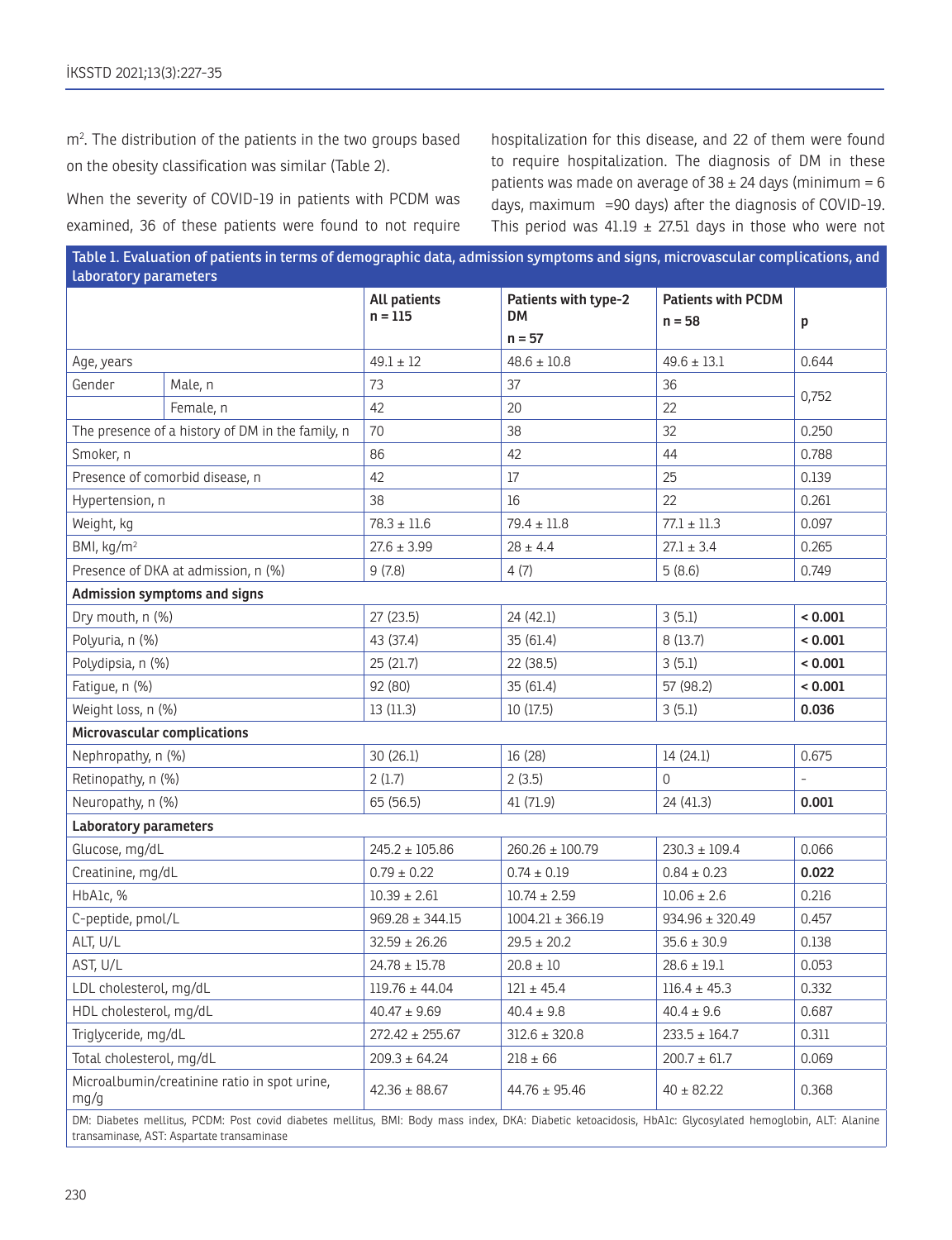$m^2$. The distribution of the patients in the two groups based on the obesity classification was similar (Table 2).

When the severity of COVID-19 in patients with PCDM was examined, 36 of these patients were found to not require hospitalization for this disease, and 22 of them were found to require hospitalization. The diagnosis of DM in these patients was made on average of 38 ± 24 days (minimum = 6 days, maximum =90 days) after the diagnosis of COVID-19. This period was 41.19 ± 27.51 days in those who were not

**Table 1. Evaluation of patients in terms of demographic data, admission symptoms and signs, microvascular complications, and laboratory parameters**

| | | All patients n = 115 | Patients with type-2 DM n = 57 | Patients with PCDM n = 58 | p |
|---|---|---|---|---|---|
| Age, years | | 49.1 ± 12 | 48.6 ± 10.8 | 49.6 ± 13.1 | 0.644 |
| Gender | Male, n | 73 | 37 | 36 | 0,752 |
| | Female, n | 42 | 20 | 22 | |
| The presence of a history of DM in the family, n | | 70 | 38 | 32 | 0.250 |
| Smoker, n | | 86 | 42 | 44 | 0.788 |
| Presence of comorbid disease, n | | 42 | 17 | 25 | 0.139 |
| Hypertension, n | | 38 | 16 | 22 | 0.261 |
| Weight, kg | | 78.3 ± 11.6 | 79.4 ± 11.8 | 77.1 ± 11.3 | 0.097 |
| BMI, kg/m² | | 27.6 ± 3.99 | 28 ± 4.4 | 27.1 ± 3.4 | 0.265 |
| Presence of DKA at admission, n (%) | | 9 (7.8) | 4 (7) | 5 (8.6) | 0.749 |
| **Admission symptoms and signs** | | | | | |
| Dry mouth, n (%) | | 27 (23.5) | 24 (42.1) | 3 (5.1) | **< 0.001** |
| Polyuria, n (%) | | 43 (37.4) | 35 (61.4) | 8 (13.7) | **< 0.001** |
| Polydipsia, n (%) | | 25 (21.7) | 22 (38.5) | 3 (5.1) | **< 0.001** |
| Fatigue, n (%) | | 92 (80) | 35 (61.4) | 57 (98.2) | **< 0.001** |
| Weight loss, n (%) | | 13 (11.3) | 10 (17.5) | 3 (5.1) | **0.036** |
| **Microvascular complications** | | | | | |
| Nephropathy, n (%) | | 30 (26.1) | 16 (28) | 14 (24.1) | 0.675 |
| Retinopathy, n (%) | | 2 (1.7) | 2 (3.5) | 0 | - |
| Neuropathy, n (%) | | 65 (56.5) | 41 (71.9) | 24 (41.3) | **0.001** |
| **Laboratory parameters** | | | | | |
| Glucose, mg/dL | | 245.2 ± 105.86 | 260.26 ± 100.79 | 230.3 ± 109.4 | 0.066 |
| Creatinine, mg/dL | | 0.79 ± 0.22 | 0.74 ± 0.19 | 0.84 ± 0.23 | **0.022** |
| HbA1c, % | | 10.39 ± 2.61 | 10.74 ± 2.59 | 10.06 ± 2.6 | 0.216 |
| C-peptide, pmol/L | | 969.28 ± 344.15 | 1004.21 ± 366.19 | 934.96 ± 320.49 | 0.457 |
| ALT, U/L | | 32.59 ± 26.26 | 29.5 ± 20.2 | 35.6 ± 30.9 | 0.138 |
| AST, U/L | | 24.78 ± 15.78 | 20.8 ± 10 | 28.6 ± 19.1 | 0.053 |
| LDL cholesterol, mg/dL | | 119.76 ± 44.04 | 121 ± 45.4 | 116.4 ± 45.3 | 0.332 |
| HDL cholesterol, mg/dL | | 40.47 ± 9.69 | 40.4 ± 9.8 | 40.4 ± 9.6 | 0.687 |
| Triglyceride, mg/dL | | 272.42 ± 255.67 | 312.6 ± 320.8 | 233.5 ± 164.7 | 0.311 |
| Total cholesterol, mg/dL | | 209.3 ± 64.24 | 218 ± 66 | 200.7 ± 61.7 | 0.069 |
| Microalbumin/creatinine ratio in spot urine, mg/g | | 42.36 ± 88.67 | 44.76 ± 95.46 | 40 ± 82.22 | 0.368 |

DM: Diabetes mellitus, PCDM: Post covid diabetes mellitus, BMI: Body mass index, DKA: Diabetic ketoacidosis, HbA1c: Glycosylated hemoglobin, ALT: Alanine transaminase, AST: Aspartate transaminase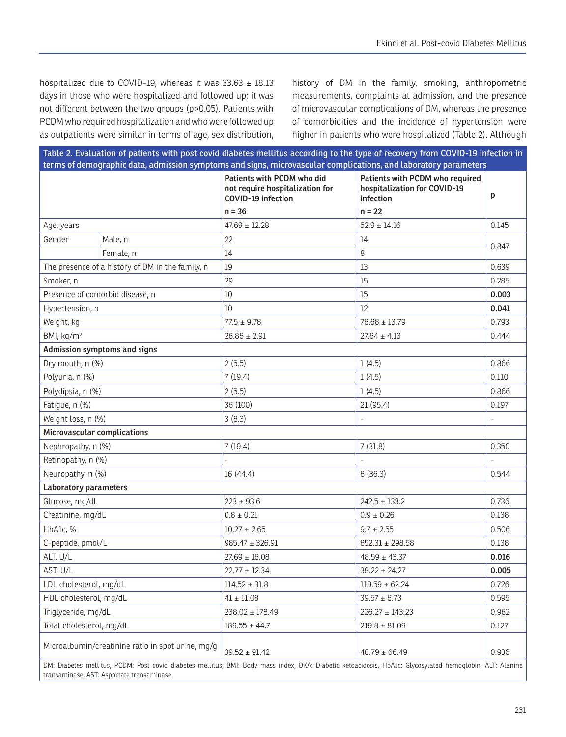hospitalized due to COVID-19, whereas it was 33.63 ± 18.13 days in those who were hospitalized and followed up; it was not different between the two groups (p>0.05). Patients with PCDM who required hospitalization and who were followed up as outpatients were similar in terms of age, sex distribution, history of DM in the family, smoking, anthropometric measurements, complaints at admission, and the presence of microvascular complications of DM, whereas the presence of comorbidities and the incidence of hypertension were higher in patients who were hospitalized (Table 2). Although

**Table 2. Evaluation of patients with post covid diabetes mellitus according to the type of recovery from COVID-19 infection in terms of demographic data, admission symptoms and signs, microvascular complications, and laboratory parameters**

| | | Patients with PCDM who did not require hospitalization for COVID-19 infection | Patients with PCDM who required hospitalization for COVID-19 infection | p |
|---|---|---|---|---|
| | | n = 36 | n = 22 | |
| Age, years | | 47.69 ± 12.28 | 52.9 ± 14.16 | 0.145 |
| Gender | Male, n | 22 | 14 | 0.847 |
| | Female, n | 14 | 8 | |
| The presence of a history of DM in the family, n | | 19 | 13 | 0.639 |
| Smoker, n | | 29 | 15 | 0.285 |
| Presence of comorbid disease, n | | 10 | 15 | **0.003** |
| Hypertension, n | | 10 | 12 | **0.041** |
| Weight, kg | | 77.5 ± 9.78 | 76.68 ± 13.79 | 0.793 |
| BMI, kg/m$^2$ | | 26.86 ± 2.91 | 27.64 ± 4.13 | 0.444 |
| **Admission symptoms and signs** | | | | |
| Dry mouth, n (%) | | 2 (5.5) | 1 (4.5) | 0.866 |
| Polyuria, n (%) | | 7 (19.4) | 1 (4.5) | 0.110 |
| Polydipsia, n (%) | | 2 (5.5) | 1 (4.5) | 0.866 |
| Fatigue, n (%) | | 36 (100) | 21 (95.4) | 0.197 |
| Weight loss, n (%) | | 3 (8.3) | - | - |
| **Microvascular complications** | | | | |
| Nephropathy, n (%) | | 7 (19.4) | 7 (31.8) | 0.350 |
| Retinopathy, n (%) | | - | - | - |
| Neuropathy, n (%) | | 16 (44.4) | 8 (36.3) | 0.544 |
| **Laboratory parameters** | | | | |
| Glucose, mg/dL | | 223 ± 93.6 | 242.5 ± 133.2 | 0.736 |
| Creatinine, mg/dL | | 0.8 ± 0.21 | 0.9 ± 0.26 | 0.138 |
| HbA1c, % | | 10.27 ± 2.65 | 9.7 ± 2.55 | 0.506 |
| C-peptide, pmol/L | | 985.47 ± 326.91 | 852.31 ± 298.58 | 0.138 |
| ALT, U/L | | 27.69 ± 16.08 | 48.59 ± 43.37 | **0.016** |
| AST, U/L | | 22.77 ± 12.34 | 38.22 ± 24.27 | **0.005** |
| LDL cholesterol, mg/dL | | 114.52 ± 31.8 | 119.59 ± 62.24 | 0.726 |
| HDL cholesterol, mg/dL | | 41 ± 11.08 | 39.57 ± 6.73 | 0.595 |
| Triglyceride, mg/dL | | 238.02 ± 178.49 | 226.27 ± 143.23 | 0.962 |
| Total cholesterol, mg/dL | | 189.55 ± 44.7 | 219.8 ± 81.09 | 0.127 |
| Microalbumin/creatinine ratio in spot urine, mg/g | | 39.52 ± 91.42 | 40.79 ± 66.49 | 0.936 |

DM: Diabetes mellitus, PCDM: Post covid diabetes mellitus, BMI: Body mass index, DKA: Diabetic ketoacidosis, HbA1c: Glycosylated hemoglobin, ALT: Alanine transaminase, AST: Aspartate transaminase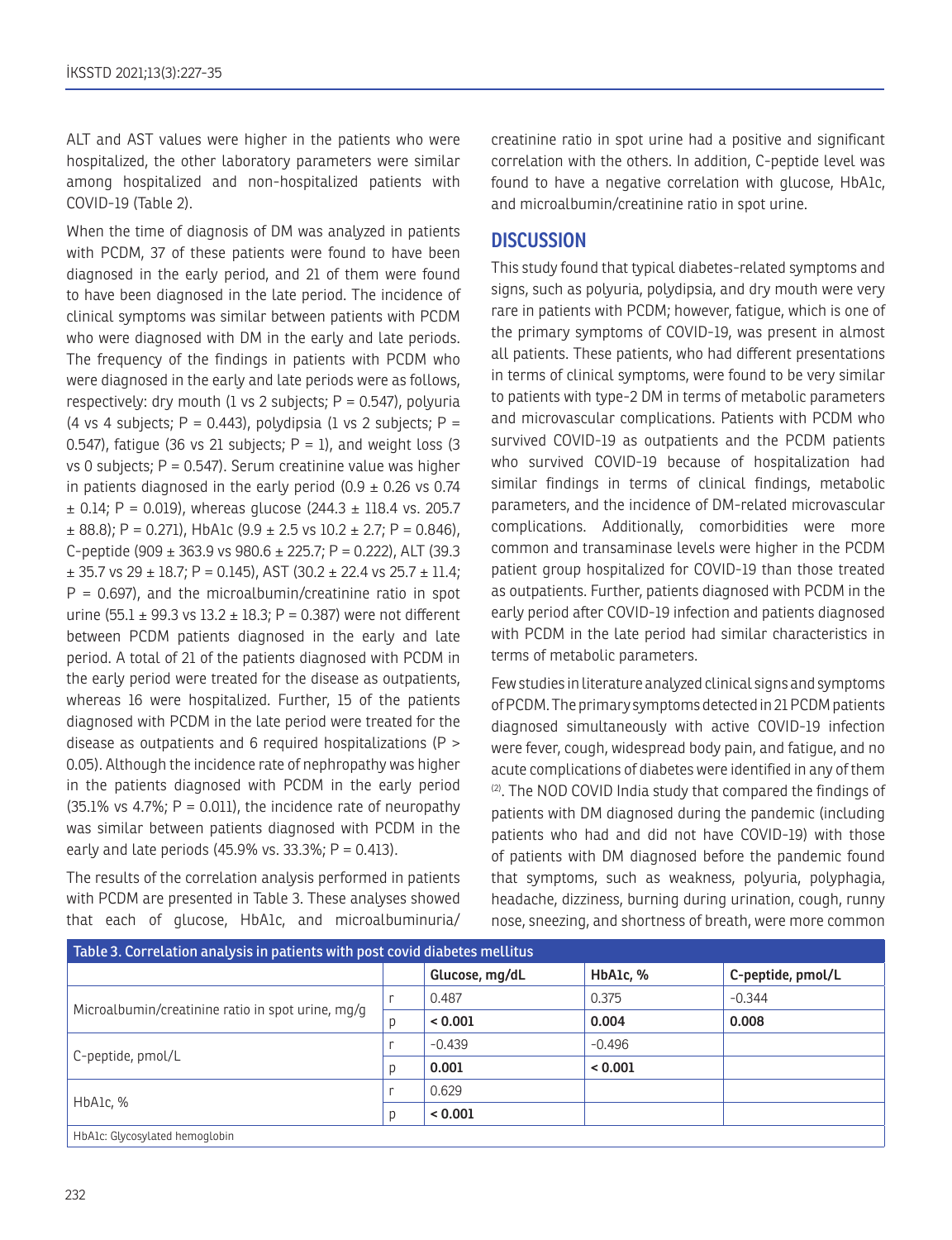ALT and AST values were higher in the patients who were hospitalized, the other laboratory parameters were similar among hospitalized and non-hospitalized patients with COVID-19 (Table 2).

When the time of diagnosis of DM was analyzed in patients with PCDM, 37 of these patients were found to have been diagnosed in the early period, and 21 of them were found to have been diagnosed in the late period. The incidence of clinical symptoms was similar between patients with PCDM who were diagnosed with DM in the early and late periods. The frequency of the findings in patients with PCDM who were diagnosed in the early and late periods were as follows, respectively: dry mouth (1 vs 2 subjects; P = 0.547), polyuria (4 vs 4 subjects; P = 0.443), polydipsia (1 vs 2 subjects; P = 0.547), fatigue (36 vs 21 subjects; P = 1), and weight loss (3 vs 0 subjects; P = 0.547). Serum creatinine value was higher in patients diagnosed in the early period (0.9 ± 0.26 vs 0.74 ± 0.14; P = 0.019), whereas glucose (244.3 ± 118.4 vs. 205.7 ± 88.8); P = 0.271), HbA1c (9.9 ± 2.5 vs 10.2 ± 2.7; P = 0.846), C-peptide (909 ± 363.9 vs 980.6 ± 225.7; P = 0.222), ALT (39.3 ± 35.7 vs 29 ± 18.7; P = 0.145), AST (30.2 ± 22.4 vs 25.7 ± 11.4; P = 0.697), and the microalbumin/creatinine ratio in spot urine (55.1 ± 99.3 vs 13.2 ± 18.3; P = 0.387) were not different between PCDM patients diagnosed in the early and late period. A total of 21 of the patients diagnosed with PCDM in the early period were treated for the disease as outpatients, whereas 16 were hospitalized. Further, 15 of the patients diagnosed with PCDM in the late period were treated for the disease as outpatients and 6 required hospitalizations (P > 0.05). Although the incidence rate of nephropathy was higher in the patients diagnosed with PCDM in the early period (35.1% vs 4.7%; P = 0.011), the incidence rate of neuropathy was similar between patients diagnosed with PCDM in the early and late periods (45.9% vs. 33.3%; P = 0.413).

The results of the correlation analysis performed in patients with PCDM are presented in Table 3. These analyses showed that each of glucose, HbA1c, and microalbuminuria/creatinine ratio in spot urine had a positive and significant correlation with the others. In addition, C-peptide level was found to have a negative correlation with glucose, HbA1c, and microalbumin/creatinine ratio in spot urine.

Table 3. Correlation analysis in patients with post covid diabetes mellitus

| | | Glucose, mg/dL | HbA1c, % | C-peptide, pmol/L |
|---|---|---|---|---|
| Microalbumin/creatinine ratio in spot urine, mg/g | r | 0.487 | 0.375 | -0.344 |
| | p | **< 0.001** | **0.004** | **0.008** |
| C-peptide, pmol/L | r | -0.439 | -0.496 | |
| | p | **0.001** | **< 0.001** | |
| HbA1c, % | r | 0.629 | | |
| | p | **< 0.001** | | |

HbA1c: Glycosylated hemoglobin

## DISCUSSION

This study found that typical diabetes-related symptoms and signs, such as polyuria, polydipsia, and dry mouth were very rare in patients with PCDM; however, fatigue, which is one of the primary symptoms of COVID-19, was present in almost all patients. These patients, who had different presentations in terms of clinical symptoms, were found to be very similar to patients with type-2 DM in terms of metabolic parameters and microvascular complications. Patients with PCDM who survived COVID-19 as outpatients and the PCDM patients who survived COVID-19 because of hospitalization had similar findings in terms of clinical findings, metabolic parameters, and the incidence of DM-related microvascular complications. Additionally, comorbidities were more common and transaminase levels were higher in the PCDM patient group hospitalized for COVID-19 than those treated as outpatients. Further, patients diagnosed with PCDM in the early period after COVID-19 infection and patients diagnosed with PCDM in the late period had similar characteristics in terms of metabolic parameters.

Few studies in literature analyzed clinical signs and symptoms of PCDM. The primary symptoms detected in 21 PCDM patients diagnosed simultaneously with active COVID-19 infection were fever, cough, widespread body pain, and fatigue, and no acute complications of diabetes were identified in any of them [2]. The NOD COVID India study that compared the findings of patients with DM diagnosed during the pandemic (including patients who had and did not have COVID-19) with those of patients with DM diagnosed before the pandemic found that symptoms, such as weakness, polyuria, polyphagia, headache, dizziness, burning during urination, cough, runny nose, sneezing, and shortness of breath, were more common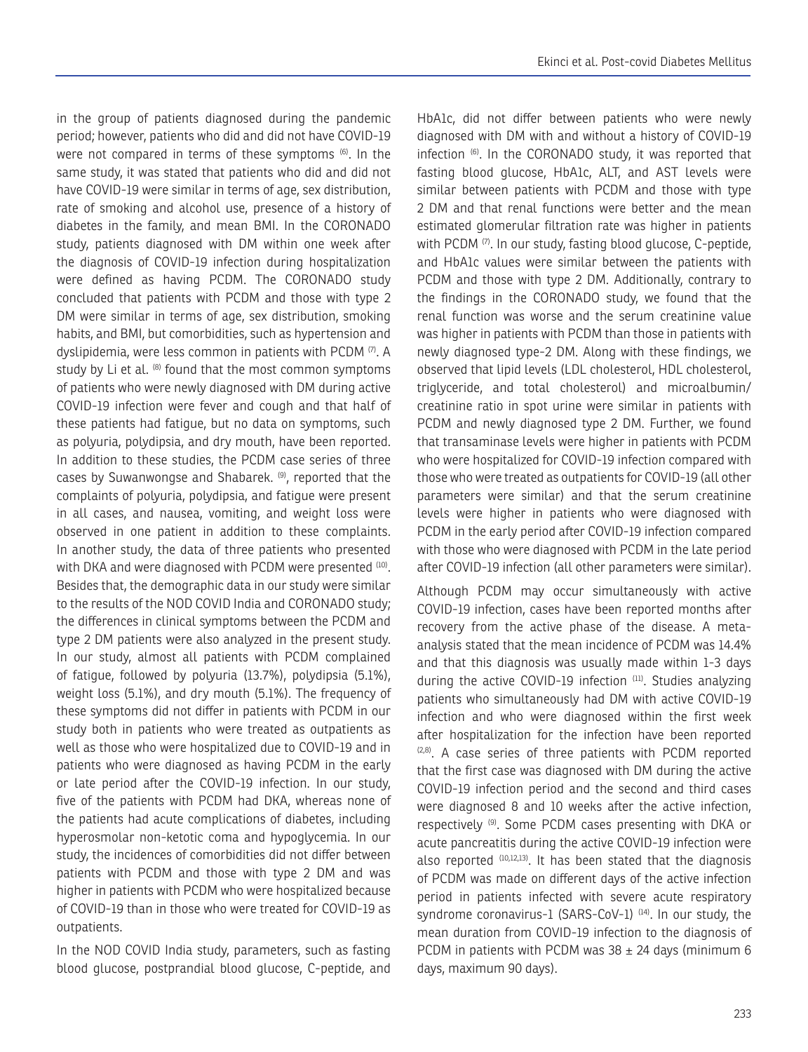in the group of patients diagnosed during the pandemic period; however, patients who did and did not have COVID-19 were not compared in terms of these symptoms [6]. In the same study, it was stated that patients who did and did not have COVID-19 were similar in terms of age, sex distribution, rate of smoking and alcohol use, presence of a history of diabetes in the family, and mean BMI. In the CORONADO study, patients diagnosed with DM within one week after the diagnosis of COVID-19 infection during hospitalization were defined as having PCDM. The CORONADO study concluded that patients with PCDM and those with type 2 DM were similar in terms of age, sex distribution, smoking habits, and BMI, but comorbidities, such as hypertension and dyslipidemia, were less common in patients with PCDM [7]. A study by Li et al. [8] found that the most common symptoms of patients who were newly diagnosed with DM during active COVID-19 infection were fever and cough and that half of these patients had fatigue, but no data on symptoms, such as polyuria, polydipsia, and dry mouth, have been reported. In addition to these studies, the PCDM case series of three cases by Suwanwongse and Shabarek. [9], reported that the complaints of polyuria, polydipsia, and fatigue were present in all cases, and nausea, vomiting, and weight loss were observed in one patient in addition to these complaints. In another study, the data of three patients who presented with DKA and were diagnosed with PCDM were presented [10]. Besides that, the demographic data in our study were similar to the results of the NOD COVID India and CORONADO study; the differences in clinical symptoms between the PCDM and type 2 DM patients were also analyzed in the present study. In our study, almost all patients with PCDM complained of fatigue, followed by polyuria (13.7%), polydipsia (5.1%), weight loss (5.1%), and dry mouth (5.1%). The frequency of these symptoms did not differ in patients with PCDM in our study both in patients who were treated as outpatients as well as those who were hospitalized due to COVID-19 and in patients who were diagnosed as having PCDM in the early or late period after the COVID-19 infection. In our study, five of the patients with PCDM had DKA, whereas none of the patients had acute complications of diabetes, including hyperosmolar non-ketotic coma and hypoglycemia. In our study, the incidences of comorbidities did not differ between patients with PCDM and those with type 2 DM and was higher in patients with PCDM who were hospitalized because of COVID-19 than in those who were treated for COVID-19 as outpatients.

In the NOD COVID India study, parameters, such as fasting blood glucose, postprandial blood glucose, C-peptide, and HbA1c, did not differ between patients who were newly diagnosed with DM with and without a history of COVID-19 infection [6]. In the CORONADO study, it was reported that fasting blood glucose, HbA1c, ALT, and AST levels were similar between patients with PCDM and those with type 2 DM and that renal functions were better and the mean estimated glomerular filtration rate was higher in patients with PCDM [7]. In our study, fasting blood glucose, C-peptide, and HbA1c values were similar between the patients with PCDM and those with type 2 DM. Additionally, contrary to the findings in the CORONADO study, we found that the renal function was worse and the serum creatinine value was higher in patients with PCDM than those in patients with newly diagnosed type-2 DM. Along with these findings, we observed that lipid levels (LDL cholesterol, HDL cholesterol, triglyceride, and total cholesterol) and microalbumin/creatinine ratio in spot urine were similar in patients with PCDM and newly diagnosed type 2 DM. Further, we found that transaminase levels were higher in patients with PCDM who were hospitalized for COVID-19 infection compared with those who were treated as outpatients for COVID-19 (all other parameters were similar) and that the serum creatinine levels were higher in patients who were diagnosed with PCDM in the early period after COVID-19 infection compared with those who were diagnosed with PCDM in the late period after COVID-19 infection (all other parameters were similar).

Although PCDM may occur simultaneously with active COVID-19 infection, cases have been reported months after recovery from the active phase of the disease. A meta-analysis stated that the mean incidence of PCDM was 14.4% and that this diagnosis was usually made within 1-3 days during the active COVID-19 infection [11]. Studies analyzing patients who simultaneously had DM with active COVID-19 infection and who were diagnosed within the first week after hospitalization for the infection have been reported [2,8]. A case series of three patients with PCDM reported that the first case was diagnosed with DM during the active COVID-19 infection period and the second and third cases were diagnosed 8 and 10 weeks after the active infection, respectively [9]. Some PCDM cases presenting with DKA or acute pancreatitis during the active COVID-19 infection were also reported [10,12,13]. It has been stated that the diagnosis of PCDM was made on different days of the active infection period in patients infected with severe acute respiratory syndrome coronavirus-1 (SARS-CoV-1) [14]. In our study, the mean duration from COVID-19 infection to the diagnosis of PCDM in patients with PCDM was 38 ± 24 days (minimum 6 days, maximum 90 days).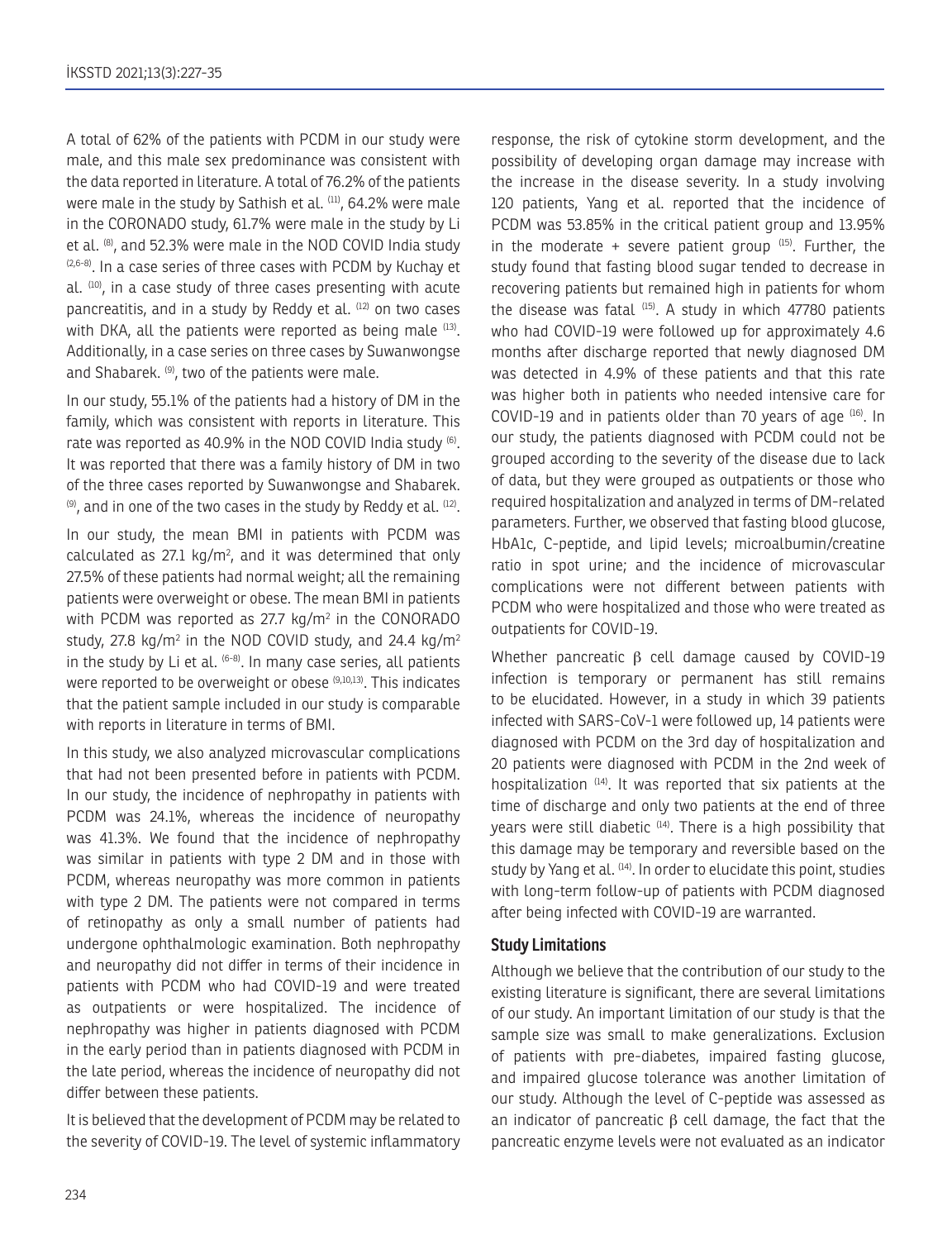A total of 62% of the patients with PCDM in our study were male, and this male sex predominance was consistent with the data reported in literature. A total of 76.2% of the patients were male in the study by Sathish et al. [11], 64.2% were male in the CORONADO study, 61.7% were male in the study by Li et al. [8], and 52.3% were male in the NOD COVID India study [2,6-8]. In a case series of three cases with PCDM by Kuchay et al. [10], in a case study of three cases presenting with acute pancreatitis, and in a study by Reddy et al. [12] on two cases with DKA, all the patients were reported as being male [13]. Additionally, in a case series on three cases by Suwanwongse and Shabarek. [9], two of the patients were male.

In our study, 55.1% of the patients had a history of DM in the family, which was consistent with reports in literature. This rate was reported as 40.9% in the NOD COVID India study [6]. It was reported that there was a family history of DM in two of the three cases reported by Suwanwongse and Shabarek. [9], and in one of the two cases in the study by Reddy et al. [12].

In our study, the mean BMI in patients with PCDM was calculated as 27.1 kg/m$^2$, and it was determined that only 27.5% of these patients had normal weight; all the remaining patients were overweight or obese. The mean BMI in patients with PCDM was reported as 27.7 kg/m$^2$ in the CONORADO study, 27.8 kg/m$^2$ in the NOD COVID study, and 24.4 kg/m$^2$ in the study by Li et al. [6-8]. In many case series, all patients were reported to be overweight or obese [9,10,13]. This indicates that the patient sample included in our study is comparable with reports in literature in terms of BMI.

In this study, we also analyzed microvascular complications that had not been presented before in patients with PCDM. In our study, the incidence of nephropathy in patients with PCDM was 24.1%, whereas the incidence of neuropathy was 41.3%. We found that the incidence of nephropathy was similar in patients with type 2 DM and in those with PCDM, whereas neuropathy was more common in patients with type 2 DM. The patients were not compared in terms of retinopathy as only a small number of patients had undergone ophthalmologic examination. Both nephropathy and neuropathy did not differ in terms of their incidence in patients with PCDM who had COVID-19 and were treated as outpatients or were hospitalized. The incidence of nephropathy was higher in patients diagnosed with PCDM in the early period than in patients diagnosed with PCDM in the late period, whereas the incidence of neuropathy did not differ between these patients.

It is believed that the development of PCDM may be related to the severity of COVID-19. The level of systemic inflammatory response, the risk of cytokine storm development, and the possibility of developing organ damage may increase with the increase in the disease severity. In a study involving 120 patients, Yang et al. reported that the incidence of PCDM was 53.85% in the critical patient group and 13.95% in the moderate + severe patient group [15]. Further, the study found that fasting blood sugar tended to decrease in recovering patients but remained high in patients for whom the disease was fatal [15]. A study in which 47780 patients who had COVID-19 were followed up for approximately 4.6 months after discharge reported that newly diagnosed DM was detected in 4.9% of these patients and that this rate was higher both in patients who needed intensive care for COVID-19 and in patients older than 70 years of age [16]. In our study, the patients diagnosed with PCDM could not be grouped according to the severity of the disease due to lack of data, but they were grouped as outpatients or those who required hospitalization and analyzed in terms of DM-related parameters. Further, we observed that fasting blood glucose, HbA1c, C-peptide, and lipid levels; microalbumin/creatine ratio in spot urine; and the incidence of microvascular complications were not different between patients with PCDM who were hospitalized and those who were treated as outpatients for COVID-19.

Whether pancreatic β cell damage caused by COVID-19 infection is temporary or permanent has still remains to be elucidated. However, in a study in which 39 patients infected with SARS-CoV-1 were followed up, 14 patients were diagnosed with PCDM on the 3rd day of hospitalization and 20 patients were diagnosed with PCDM in the 2nd week of hospitalization [14]. It was reported that six patients at the time of discharge and only two patients at the end of three years were still diabetic [14]. There is a high possibility that this damage may be temporary and reversible based on the study by Yang et al. [14]. In order to elucidate this point, studies with long-term follow-up of patients with PCDM diagnosed after being infected with COVID-19 are warranted.

## Study Limitations

Although we believe that the contribution of our study to the existing literature is significant, there are several limitations of our study. An important limitation of our study is that the sample size was small to make generalizations. Exclusion of patients with pre-diabetes, impaired fasting glucose, and impaired glucose tolerance was another limitation of our study. Although the level of C-peptide was assessed as an indicator of pancreatic β cell damage, the fact that the pancreatic enzyme levels were not evaluated as an indicator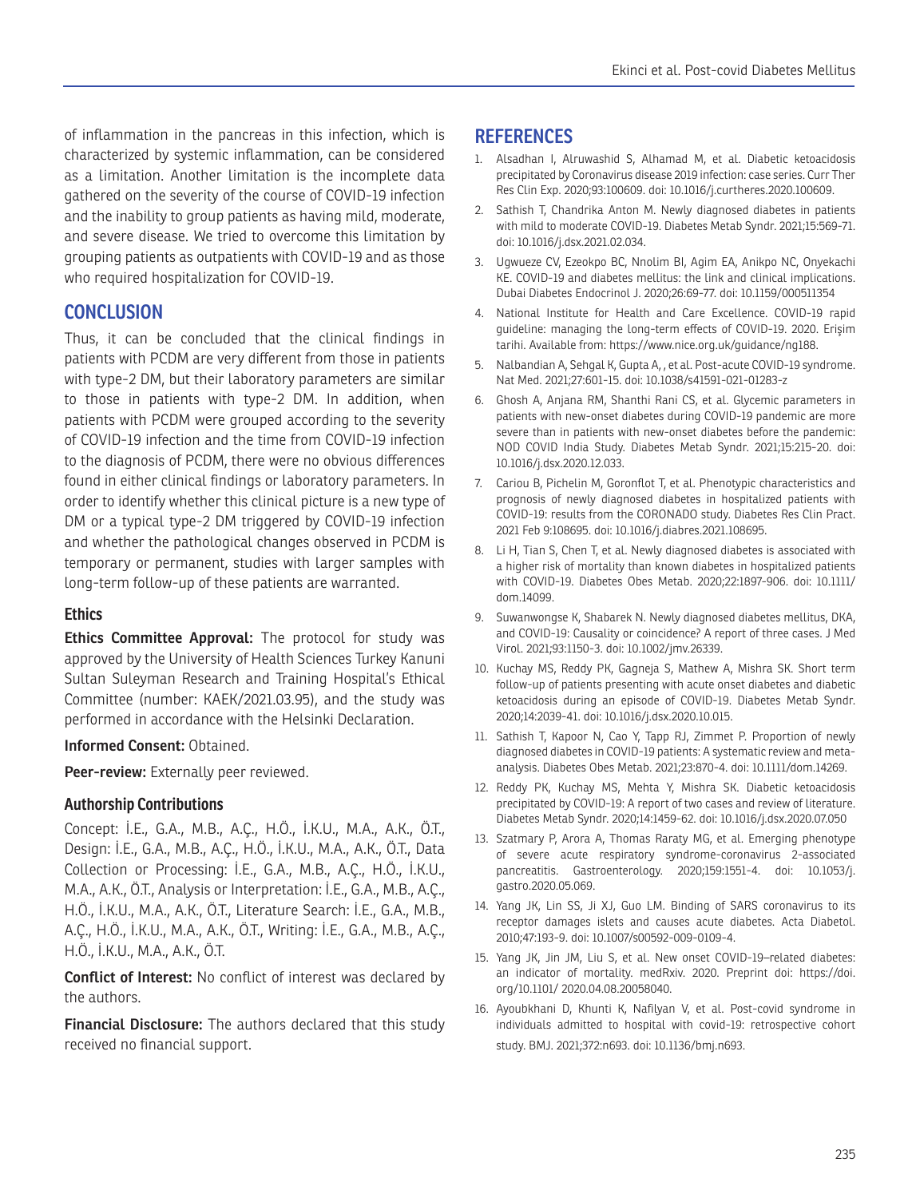of inflammation in the pancreas in this infection, which is characterized by systemic inflammation, can be considered as a limitation. Another limitation is the incomplete data gathered on the severity of the course of COVID-19 infection and the inability to group patients as having mild, moderate, and severe disease. We tried to overcome this limitation by grouping patients as outpatients with COVID-19 and as those who required hospitalization for COVID-19.

## CONCLUSION

Thus, it can be concluded that the clinical findings in patients with PCDM are very different from those in patients with type-2 DM, but their laboratory parameters are similar to those in patients with type-2 DM. In addition, when patients with PCDM were grouped according to the severity of COVID-19 infection and the time from COVID-19 infection to the diagnosis of PCDM, there were no obvious differences found in either clinical findings or laboratory parameters. In order to identify whether this clinical picture is a new type of DM or a typical type-2 DM triggered by COVID-19 infection and whether the pathological changes observed in PCDM is temporary or permanent, studies with larger samples with long-term follow-up of these patients are warranted.

### Ethics

**Ethics Committee Approval:** The protocol for study was approved by the University of Health Sciences Turkey Kanuni Sultan Suleyman Research and Training Hospital's Ethical Committee (number: KAEK/2021.03.95), and the study was performed in accordance with the Helsinki Declaration.

**Informed Consent:** Obtained.

**Peer-review:** Externally peer reviewed.

### Authorship Contributions

Concept: İ.E., G.A., M.B., A.Ç., H.Ö., İ.K.U., M.A., A.K., Ö.T., Design: İ.E., G.A., M.B., A.Ç., H.Ö., İ.K.U., M.A., A.K., Ö.T., Data Collection or Processing: İ.E., G.A., M.B., A.Ç., H.Ö., İ.K.U., M.A., A.K., Ö.T., Analysis or Interpretation: İ.E., G.A., M.B., A.Ç., H.Ö., İ.K.U., M.A., A.K., Ö.T., Literature Search: İ.E., G.A., M.B., A.Ç., H.Ö., İ.K.U., M.A., A.K., Ö.T., Writing: İ.E., G.A., M.B., A.Ç., H.Ö., İ.K.U., M.A., A.K., Ö.T.

**Conflict of Interest:** No conflict of interest was declared by the authors.

**Financial Disclosure:** The authors declared that this study received no financial support.

## REFERENCES

1. Alsadhan I, Alruwashid S, Alhamad M, et al. Diabetic ketoacidosis precipitated by Coronavirus disease 2019 infection: case series. Curr Ther Res Clin Exp. 2020;93:100609. doi: 10.1016/j.curtheres.2020.100609.
2. Sathish T, Chandrika Anton M. Newly diagnosed diabetes in patients with mild to moderate COVID-19. Diabetes Metab Syndr. 2021;15:569-71. doi: 10.1016/j.dsx.2021.02.034.
3. Ugwueze CV, Ezeokpo BC, Nnolim BI, Agim EA, Anikpo NC, Onyekachi KE. COVID-19 and diabetes mellitus: the link and clinical implications. Dubai Diabetes Endocrinol J. 2020;26:69-77. doi: 10.1159/000511354
4. National Institute for Health and Care Excellence. COVID-19 rapid guideline: managing the long-term effects of COVID-19. 2020. Erişim tarihi. Available from: https://www.nice.org.uk/guidance/ng188.
5. Nalbandian A, Sehgal K, Gupta A, , et al. Post-acute COVID-19 syndrome. Nat Med. 2021;27:601-15. doi: 10.1038/s41591-021-01283-z
6. Ghosh A, Anjana RM, Shanthi Rani CS, et al. Glycemic parameters in patients with new-onset diabetes during COVID-19 pandemic are more severe than in patients with new-onset diabetes before the pandemic: NOD COVID India Study. Diabetes Metab Syndr. 2021;15:215-20. doi: 10.1016/j.dsx.2020.12.033.
7. Cariou B, Pichelin M, Goronflot T, et al. Phenotypic characteristics and prognosis of newly diagnosed diabetes in hospitalized patients with COVID-19: results from the CORONADO study. Diabetes Res Clin Pract. 2021 Feb 9:108695. doi: 10.1016/j.diabres.2021.108695.
8. Li H, Tian S, Chen T, et al. Newly diagnosed diabetes is associated with a higher risk of mortality than known diabetes in hospitalized patients with COVID-19. Diabetes Obes Metab. 2020;22:1897-906. doi: 10.1111/dom.14099.
9. Suwanwongse K, Shabarek N. Newly diagnosed diabetes mellitus, DKA, and COVID-19: Causality or coincidence? A report of three cases. J Med Virol. 2021;93:1150-3. doi: 10.1002/jmv.26339.
10. Kuchay MS, Reddy PK, Gagneja S, Mathew A, Mishra SK. Short term follow-up of patients presenting with acute onset diabetes and diabetic ketoacidosis during an episode of COVID-19. Diabetes Metab Syndr. 2020;14:2039-41. doi: 10.1016/j.dsx.2020.10.015.
11. Sathish T, Kapoor N, Cao Y, Tapp RJ, Zimmet P. Proportion of newly diagnosed diabetes in COVID-19 patients: A systematic review and meta-analysis. Diabetes Obes Metab. 2021;23:870-4. doi: 10.1111/dom.14269.
12. Reddy PK, Kuchay MS, Mehta Y, Mishra SK. Diabetic ketoacidosis precipitated by COVID-19: A report of two cases and review of literature. Diabetes Metab Syndr. 2020;14:1459-62. doi: 10.1016/j.dsx.2020.07.050
13. Szatmary P, Arora A, Thomas Raraty MG, et al. Emerging phenotype of severe acute respiratory syndrome-coronavirus 2-associated pancreatitis. Gastroenterology. 2020;159:1551-4. doi: 10.1053/j.gastro.2020.05.069.
14. Yang JK, Lin SS, Ji XJ, Guo LM. Binding of SARS coronavirus to its receptor damages islets and causes acute diabetes. Acta Diabetol. 2010;47:193-9. doi: 10.1007/s00592-009-0109-4.
15. Yang JK, Jin JM, Liu S, et al. New onset COVID-19–related diabetes: an indicator of mortality. medRxiv. 2020. Preprint doi: https://doi.org/10.1101/ 2020.04.08.20058040.
16. Ayoubkhani D, Khunti K, Nafilyan V, et al. Post-covid syndrome in individuals admitted to hospital with covid-19: retrospective cohort study. BMJ. 2021;372:n693. doi: 10.1136/bmj.n693.